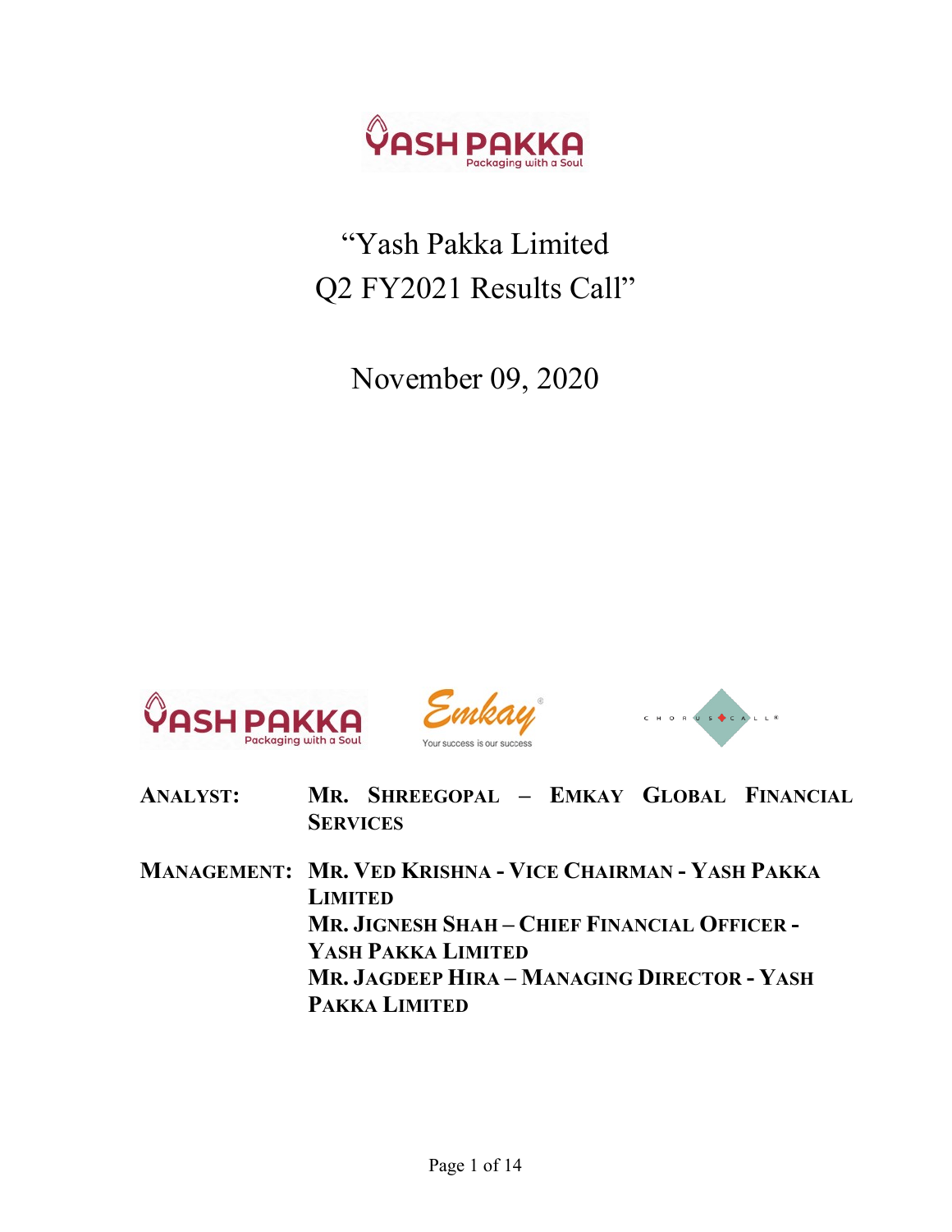# "Yash Pakka Limited Q2 FY2021 Results Call"

November 09, 2020

**ANALYST:** MR. SHREEGOPAL – EMKAY GLOBAL FINANCIAL SERVICES

**MANAGEMENT:** MR. VED KRISHNA - VICE CHAIRMAN - YASH PAKKA LIMITED
MR. JIGNESH SHAH – CHIEF FINANCIAL OFFICER - YASH PAKKA LIMITED
MR. JAGDEEP HIRA – MANAGING DIRECTOR - YASH PAKKA LIMITED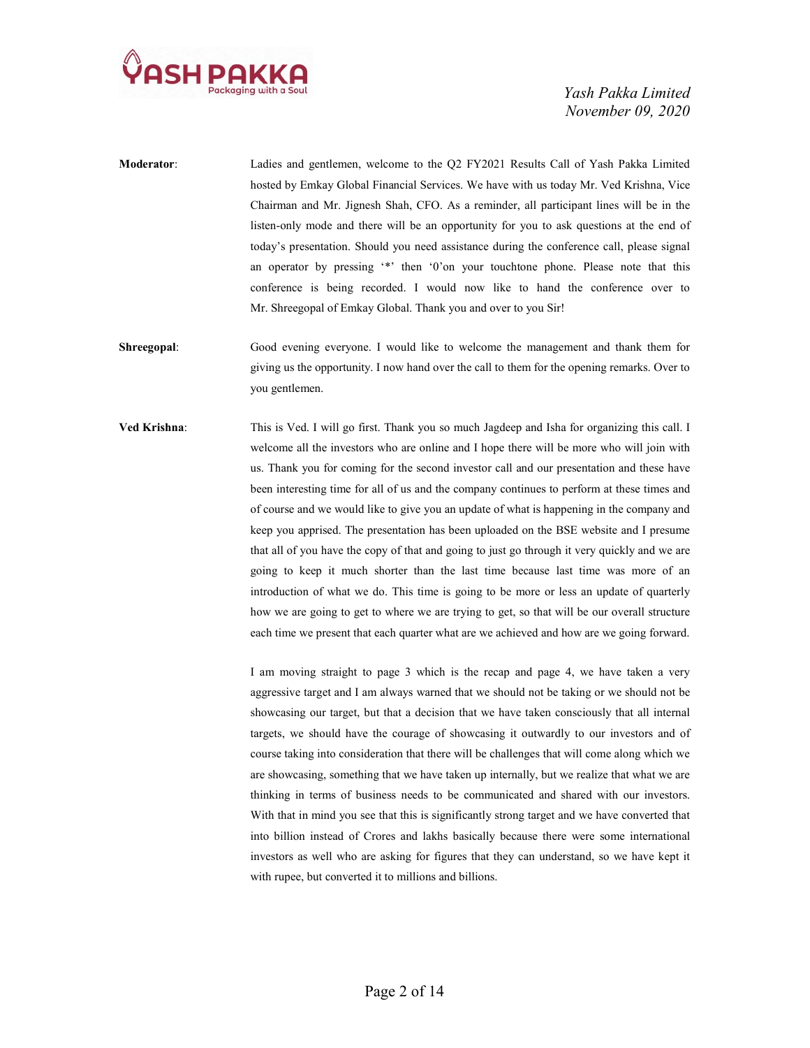**Moderator**: Ladies and gentlemen, welcome to the Q2 FY2021 Results Call of Yash Pakka Limited hosted by Emkay Global Financial Services. We have with us today Mr. Ved Krishna, Vice Chairman and Mr. Jignesh Shah, CFO. As a reminder, all participant lines will be in the listen-only mode and there will be an opportunity for you to ask questions at the end of today's presentation. Should you need assistance during the conference call, please signal an operator by pressing '*' then '0'on your touchtone phone. Please note that this conference is being recorded. I would now like to hand the conference over to Mr. Shreegopal of Emkay Global. Thank you and over to you Sir!

**Shreegopal**: Good evening everyone. I would like to welcome the management and thank them for giving us the opportunity. I now hand over the call to them for the opening remarks. Over to you gentlemen.

**Ved Krishna**: This is Ved. I will go first. Thank you so much Jagdeep and Isha for organizing this call. I welcome all the investors who are online and I hope there will be more who will join with us. Thank you for coming for the second investor call and our presentation and these have been interesting time for all of us and the company continues to perform at these times and of course and we would like to give you an update of what is happening in the company and keep you apprised. The presentation has been uploaded on the BSE website and I presume that all of you have the copy of that and going to just go through it very quickly and we are going to keep it much shorter than the last time because last time was more of an introduction of what we do. This time is going to be more or less an update of quarterly how we are going to get to where we are trying to get, so that will be our overall structure each time we present that each quarter what are we achieved and how are we going forward.

I am moving straight to page 3 which is the recap and page 4, we have taken a very aggressive target and I am always warned that we should not be taking or we should not be showcasing our target, but that a decision that we have taken consciously that all internal targets, we should have the courage of showcasing it outwardly to our investors and of course taking into consideration that there will be challenges that will come along which we are showcasing, something that we have taken up internally, but we realize that what we are thinking in terms of business needs to be communicated and shared with our investors. With that in mind you see that this is significantly strong target and we have converted that into billion instead of Crores and lakhs basically because there were some international investors as well who are asking for figures that they can understand, so we have kept it with rupee, but converted it to millions and billions.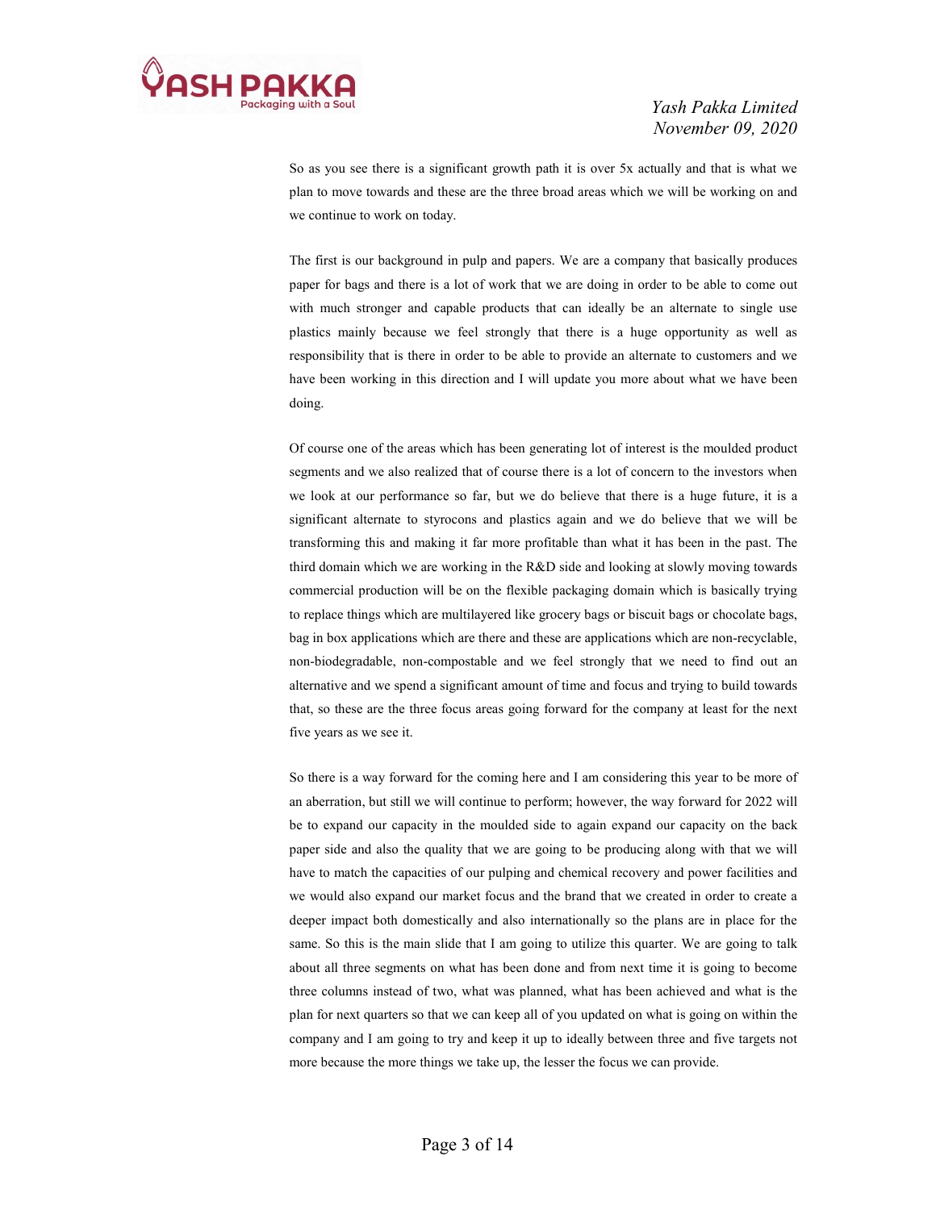So as you see there is a significant growth path it is over 5x actually and that is what we plan to move towards and these are the three broad areas which we will be working on and we continue to work on today.

The first is our background in pulp and papers. We are a company that basically produces paper for bags and there is a lot of work that we are doing in order to be able to come out with much stronger and capable products that can ideally be an alternate to single use plastics mainly because we feel strongly that there is a huge opportunity as well as responsibility that is there in order to be able to provide an alternate to customers and we have been working in this direction and I will update you more about what we have been doing.

Of course one of the areas which has been generating lot of interest is the moulded product segments and we also realized that of course there is a lot of concern to the investors when we look at our performance so far, but we do believe that there is a huge future, it is a significant alternate to styrocons and plastics again and we do believe that we will be transforming this and making it far more profitable than what it has been in the past. The third domain which we are working in the R&D side and looking at slowly moving towards commercial production will be on the flexible packaging domain which is basically trying to replace things which are multilayered like grocery bags or biscuit bags or chocolate bags, bag in box applications which are there and these are applications which are non-recyclable, non-biodegradable, non-compostable and we feel strongly that we need to find out an alternative and we spend a significant amount of time and focus and trying to build towards that, so these are the three focus areas going forward for the company at least for the next five years as we see it.

So there is a way forward for the coming here and I am considering this year to be more of an aberration, but still we will continue to perform; however, the way forward for 2022 will be to expand our capacity in the moulded side to again expand our capacity on the back paper side and also the quality that we are going to be producing along with that we will have to match the capacities of our pulping and chemical recovery and power facilities and we would also expand our market focus and the brand that we created in order to create a deeper impact both domestically and also internationally so the plans are in place for the same. So this is the main slide that I am going to utilize this quarter. We are going to talk about all three segments on what has been done and from next time it is going to become three columns instead of two, what was planned, what has been achieved and what is the plan for next quarters so that we can keep all of you updated on what is going on within the company and I am going to try and keep it up to ideally between three and five targets not more because the more things we take up, the lesser the focus we can provide.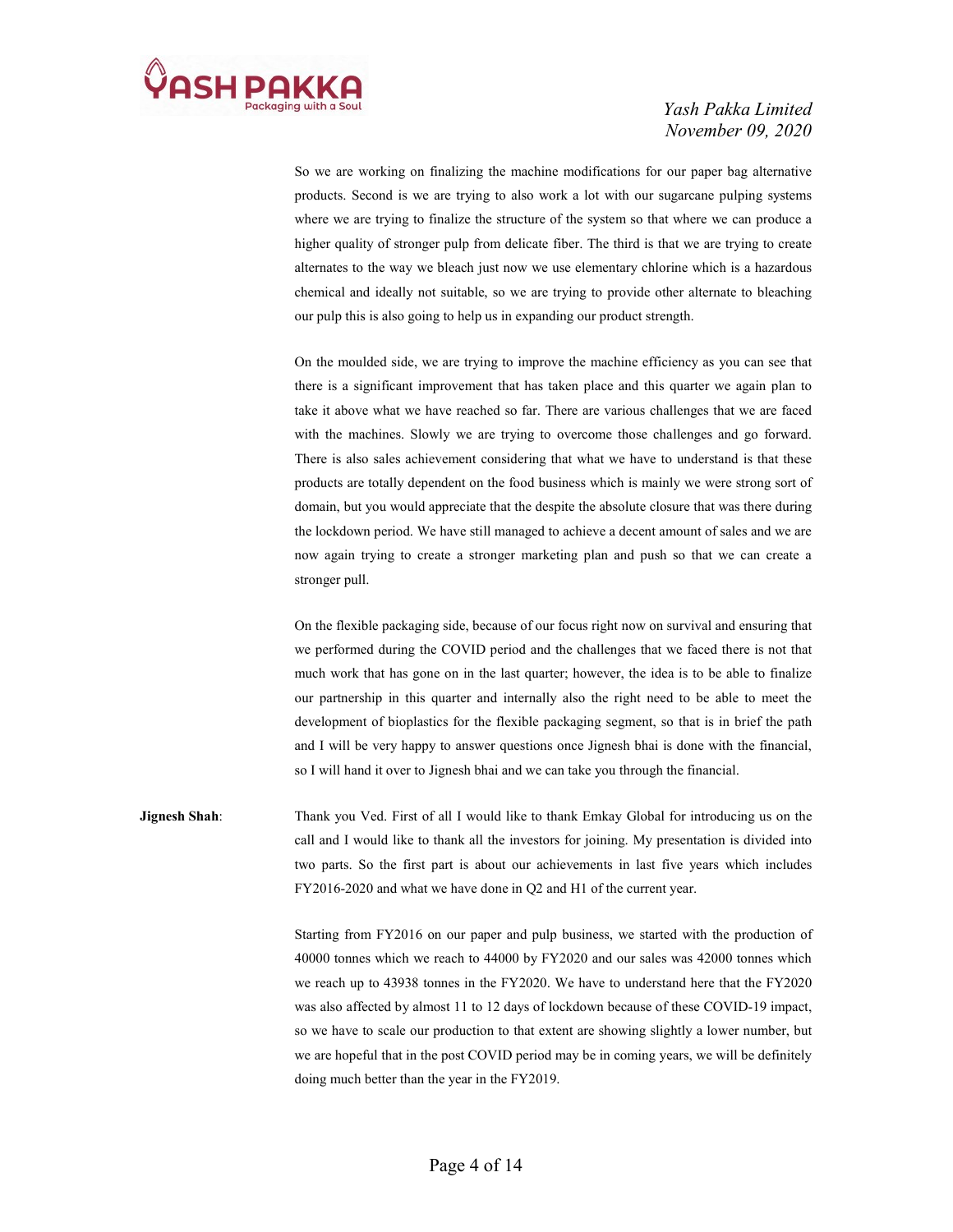So we are working on finalizing the machine modifications for our paper bag alternative products. Second is we are trying to also work a lot with our sugarcane pulping systems where we are trying to finalize the structure of the system so that where we can produce a higher quality of stronger pulp from delicate fiber. The third is that we are trying to create alternates to the way we bleach just now we use elementary chlorine which is a hazardous chemical and ideally not suitable, so we are trying to provide other alternate to bleaching our pulp this is also going to help us in expanding our product strength.

On the moulded side, we are trying to improve the machine efficiency as you can see that there is a significant improvement that has taken place and this quarter we again plan to take it above what we have reached so far. There are various challenges that we are faced with the machines. Slowly we are trying to overcome those challenges and go forward. There is also sales achievement considering that what we have to understand is that these products are totally dependent on the food business which is mainly we were strong sort of domain, but you would appreciate that the despite the absolute closure that was there during the lockdown period. We have still managed to achieve a decent amount of sales and we are now again trying to create a stronger marketing plan and push so that we can create a stronger pull.

On the flexible packaging side, because of our focus right now on survival and ensuring that we performed during the COVID period and the challenges that we faced there is not that much work that has gone on in the last quarter; however, the idea is to be able to finalize our partnership in this quarter and internally also the right need to be able to meet the development of bioplastics for the flexible packaging segment, so that is in brief the path and I will be very happy to answer questions once Jignesh bhai is done with the financial, so I will hand it over to Jignesh bhai and we can take you through the financial.

**Jignesh Shah**: Thank you Ved. First of all I would like to thank Emkay Global for introducing us on the call and I would like to thank all the investors for joining. My presentation is divided into two parts. So the first part is about our achievements in last five years which includes FY2016-2020 and what we have done in Q2 and H1 of the current year.

Starting from FY2016 on our paper and pulp business, we started with the production of 40000 tonnes which we reach to 44000 by FY2020 and our sales was 42000 tonnes which we reach up to 43938 tonnes in the FY2020. We have to understand here that the FY2020 was also affected by almost 11 to 12 days of lockdown because of these COVID-19 impact, so we have to scale our production to that extent are showing slightly a lower number, but we are hopeful that in the post COVID period may be in coming years, we will be definitely doing much better than the year in the FY2019.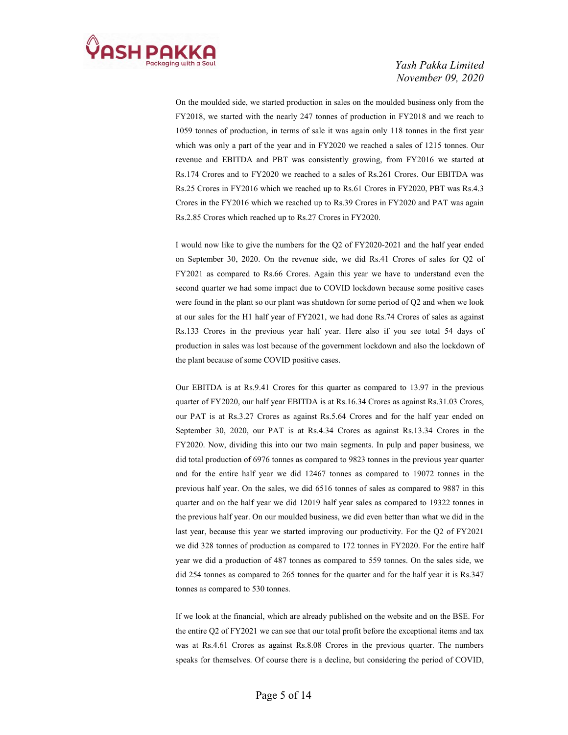On the moulded side, we started production in sales on the moulded business only from the FY2018, we started with the nearly 247 tonnes of production in FY2018 and we reach to 1059 tonnes of production, in terms of sale it was again only 118 tonnes in the first year which was only a part of the year and in FY2020 we reached a sales of 1215 tonnes. Our revenue and EBITDA and PBT was consistently growing, from FY2016 we started at Rs.174 Crores and to FY2020 we reached to a sales of Rs.261 Crores. Our EBITDA was Rs.25 Crores in FY2016 which we reached up to Rs.61 Crores in FY2020, PBT was Rs.4.3 Crores in the FY2016 which we reached up to Rs.39 Crores in FY2020 and PAT was again Rs.2.85 Crores which reached up to Rs.27 Crores in FY2020.

I would now like to give the numbers for the Q2 of FY2020-2021 and the half year ended on September 30, 2020. On the revenue side, we did Rs.41 Crores of sales for Q2 of FY2021 as compared to Rs.66 Crores. Again this year we have to understand even the second quarter we had some impact due to COVID lockdown because some positive cases were found in the plant so our plant was shutdown for some period of Q2 and when we look at our sales for the H1 half year of FY2021, we had done Rs.74 Crores of sales as against Rs.133 Crores in the previous year half year. Here also if you see total 54 days of production in sales was lost because of the government lockdown and also the lockdown of the plant because of some COVID positive cases.

Our EBITDA is at Rs.9.41 Crores for this quarter as compared to 13.97 in the previous quarter of FY2020, our half year EBITDA is at Rs.16.34 Crores as against Rs.31.03 Crores, our PAT is at Rs.3.27 Crores as against Rs.5.64 Crores and for the half year ended on September 30, 2020, our PAT is at Rs.4.34 Crores as against Rs.13.34 Crores in the FY2020. Now, dividing this into our two main segments. In pulp and paper business, we did total production of 6976 tonnes as compared to 9823 tonnes in the previous year quarter and for the entire half year we did 12467 tonnes as compared to 19072 tonnes in the previous half year. On the sales, we did 6516 tonnes of sales as compared to 9887 in this quarter and on the half year we did 12019 half year sales as compared to 19322 tonnes in the previous half year. On our moulded business, we did even better than what we did in the last year, because this year we started improving our productivity. For the Q2 of FY2021 we did 328 tonnes of production as compared to 172 tonnes in FY2020. For the entire half year we did a production of 487 tonnes as compared to 559 tonnes. On the sales side, we did 254 tonnes as compared to 265 tonnes for the quarter and for the half year it is Rs.347 tonnes as compared to 530 tonnes.

If we look at the financial, which are already published on the website and on the BSE. For the entire Q2 of FY2021 we can see that our total profit before the exceptional items and tax was at Rs.4.61 Crores as against Rs.8.08 Crores in the previous quarter. The numbers speaks for themselves. Of course there is a decline, but considering the period of COVID,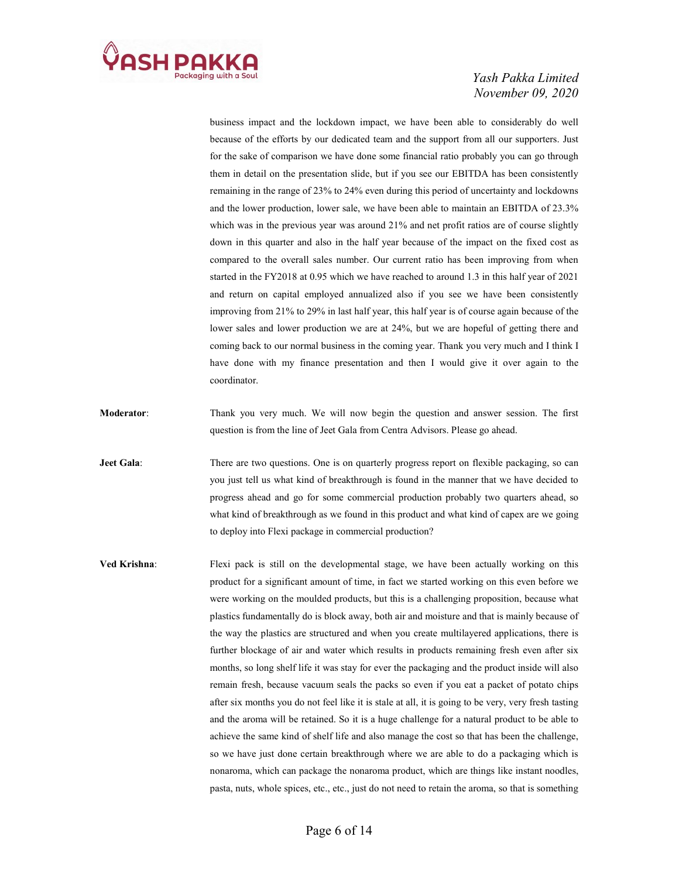business impact and the lockdown impact, we have been able to considerably do well because of the efforts by our dedicated team and the support from all our supporters. Just for the sake of comparison we have done some financial ratio probably you can go through them in detail on the presentation slide, but if you see our EBITDA has been consistently remaining in the range of 23% to 24% even during this period of uncertainty and lockdowns and the lower production, lower sale, we have been able to maintain an EBITDA of 23.3% which was in the previous year was around 21% and net profit ratios are of course slightly down in this quarter and also in the half year because of the impact on the fixed cost as compared to the overall sales number. Our current ratio has been improving from when started in the FY2018 at 0.95 which we have reached to around 1.3 in this half year of 2021 and return on capital employed annualized also if you see we have been consistently improving from 21% to 29% in last half year, this half year is of course again because of the lower sales and lower production we are at 24%, but we are hopeful of getting there and coming back to our normal business in the coming year. Thank you very much and I think I have done with my finance presentation and then I would give it over again to the coordinator.

**Moderator**: Thank you very much. We will now begin the question and answer session. The first question is from the line of Jeet Gala from Centra Advisors. Please go ahead.

**Jeet Gala**: There are two questions. One is on quarterly progress report on flexible packaging, so can you just tell us what kind of breakthrough is found in the manner that we have decided to progress ahead and go for some commercial production probably two quarters ahead, so what kind of breakthrough as we found in this product and what kind of capex are we going to deploy into Flexi package in commercial production?

**Ved Krishna**: Flexi pack is still on the developmental stage, we have been actually working on this product for a significant amount of time, in fact we started working on this even before we were working on the moulded products, but this is a challenging proposition, because what plastics fundamentally do is block away, both air and moisture and that is mainly because of the way the plastics are structured and when you create multilayered applications, there is further blockage of air and water which results in products remaining fresh even after six months, so long shelf life it was stay for ever the packaging and the product inside will also remain fresh, because vacuum seals the packs so even if you eat a packet of potato chips after six months you do not feel like it is stale at all, it is going to be very, very fresh tasting and the aroma will be retained. So it is a huge challenge for a natural product to be able to achieve the same kind of shelf life and also manage the cost so that has been the challenge, so we have just done certain breakthrough where we are able to do a packaging which is nonaroma, which can package the nonaroma product, which are things like instant noodles, pasta, nuts, whole spices, etc., etc., just do not need to retain the aroma, so that is something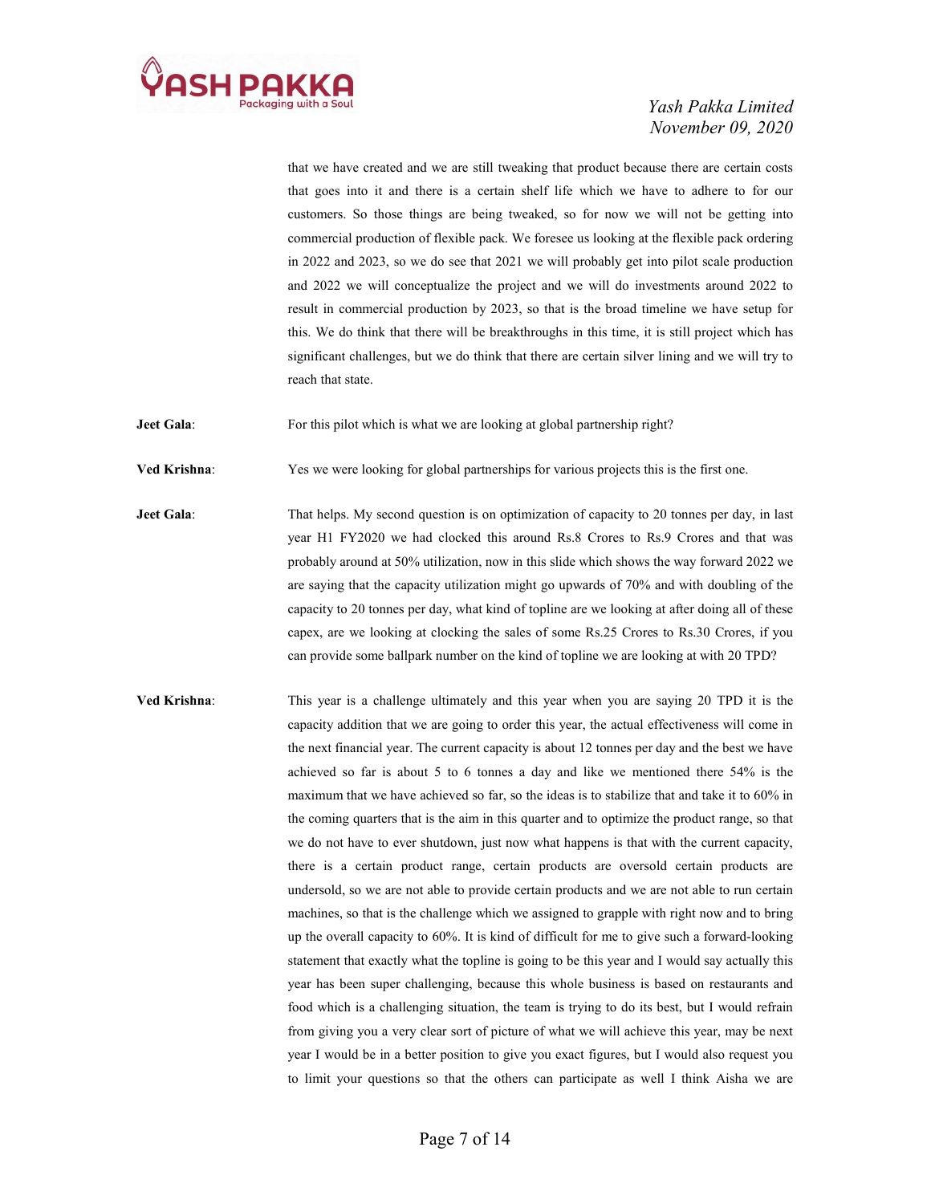that we have created and we are still tweaking that product because there are certain costs that goes into it and there is a certain shelf life which we have to adhere to for our customers. So those things are being tweaked, so for now we will not be getting into commercial production of flexible pack. We foresee us looking at the flexible pack ordering in 2022 and 2023, so we do see that 2021 we will probably get into pilot scale production and 2022 we will conceptualize the project and we will do investments around 2022 to result in commercial production by 2023, so that is the broad timeline we have setup for this. We do think that there will be breakthroughs in this time, it is still project which has significant challenges, but we do think that there are certain silver lining and we will try to reach that state.

**Jeet Gala**: For this pilot which is what we are looking at global partnership right?

**Ved Krishna**: Yes we were looking for global partnerships for various projects this is the first one.

**Jeet Gala**: That helps. My second question is on optimization of capacity to 20 tonnes per day, in last year H1 FY2020 we had clocked this around Rs.8 Crores to Rs.9 Crores and that was probably around at 50% utilization, now in this slide which shows the way forward 2022 we are saying that the capacity utilization might go upwards of 70% and with doubling of the capacity to 20 tonnes per day, what kind of topline are we looking at after doing all of these capex, are we looking at clocking the sales of some Rs.25 Crores to Rs.30 Crores, if you can provide some ballpark number on the kind of topline we are looking at with 20 TPD?

**Ved Krishna**: This year is a challenge ultimately and this year when you are saying 20 TPD it is the capacity addition that we are going to order this year, the actual effectiveness will come in the next financial year. The current capacity is about 12 tonnes per day and the best we have achieved so far is about 5 to 6 tonnes a day and like we mentioned there 54% is the maximum that we have achieved so far, so the ideas is to stabilize that and take it to 60% in the coming quarters that is the aim in this quarter and to optimize the product range, so that we do not have to ever shutdown, just now what happens is that with the current capacity, there is a certain product range, certain products are oversold certain products are undersold, so we are not able to provide certain products and we are not able to run certain machines, so that is the challenge which we assigned to grapple with right now and to bring up the overall capacity to 60%. It is kind of difficult for me to give such a forward-looking statement that exactly what the topline is going to be this year and I would say actually this year has been super challenging, because this whole business is based on restaurants and food which is a challenging situation, the team is trying to do its best, but I would refrain from giving you a very clear sort of picture of what we will achieve this year, may be next year I would be in a better position to give you exact figures, but I would also request you to limit your questions so that the others can participate as well I think Aisha we are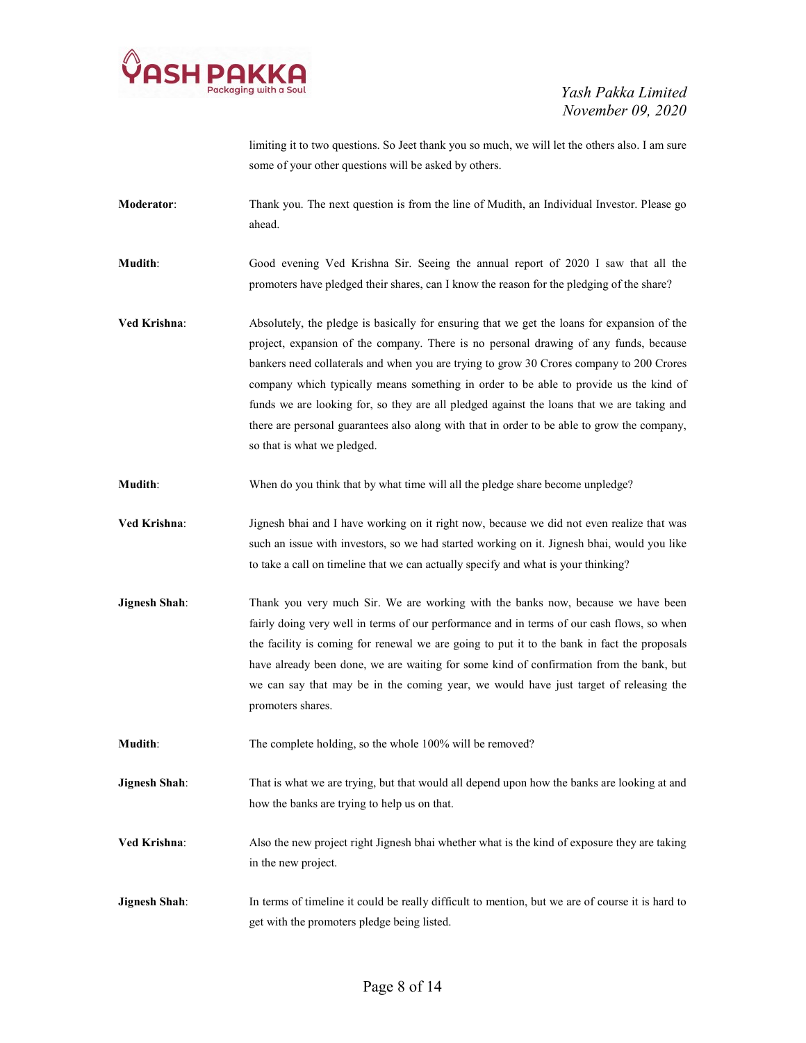limiting it to two questions. So Jeet thank you so much, we will let the others also. I am sure some of your other questions will be asked by others.

**Moderator**: Thank you. The next question is from the line of Mudith, an Individual Investor. Please go ahead.

**Mudith**: Good evening Ved Krishna Sir. Seeing the annual report of 2020 I saw that all the promoters have pledged their shares, can I know the reason for the pledging of the share?

**Ved Krishna**: Absolutely, the pledge is basically for ensuring that we get the loans for expansion of the project, expansion of the company. There is no personal drawing of any funds, because bankers need collaterals and when you are trying to grow 30 Crores company to 200 Crores company which typically means something in order to be able to provide us the kind of funds we are looking for, so they are all pledged against the loans that we are taking and there are personal guarantees also along with that in order to be able to grow the company, so that is what we pledged.

**Mudith**: When do you think that by what time will all the pledge share become unpledge?

**Ved Krishna**: Jignesh bhai and I have working on it right now, because we did not even realize that was such an issue with investors, so we had started working on it. Jignesh bhai, would you like to take a call on timeline that we can actually specify and what is your thinking?

**Jignesh Shah**: Thank you very much Sir. We are working with the banks now, because we have been fairly doing very well in terms of our performance and in terms of our cash flows, so when the facility is coming for renewal we are going to put it to the bank in fact the proposals have already been done, we are waiting for some kind of confirmation from the bank, but we can say that may be in the coming year, we would have just target of releasing the promoters shares.

**Mudith**: The complete holding, so the whole 100% will be removed?

**Jignesh Shah**: That is what we are trying, but that would all depend upon how the banks are looking at and how the banks are trying to help us on that.

**Ved Krishna**: Also the new project right Jignesh bhai whether what is the kind of exposure they are taking in the new project.

**Jignesh Shah**: In terms of timeline it could be really difficult to mention, but we are of course it is hard to get with the promoters pledge being listed.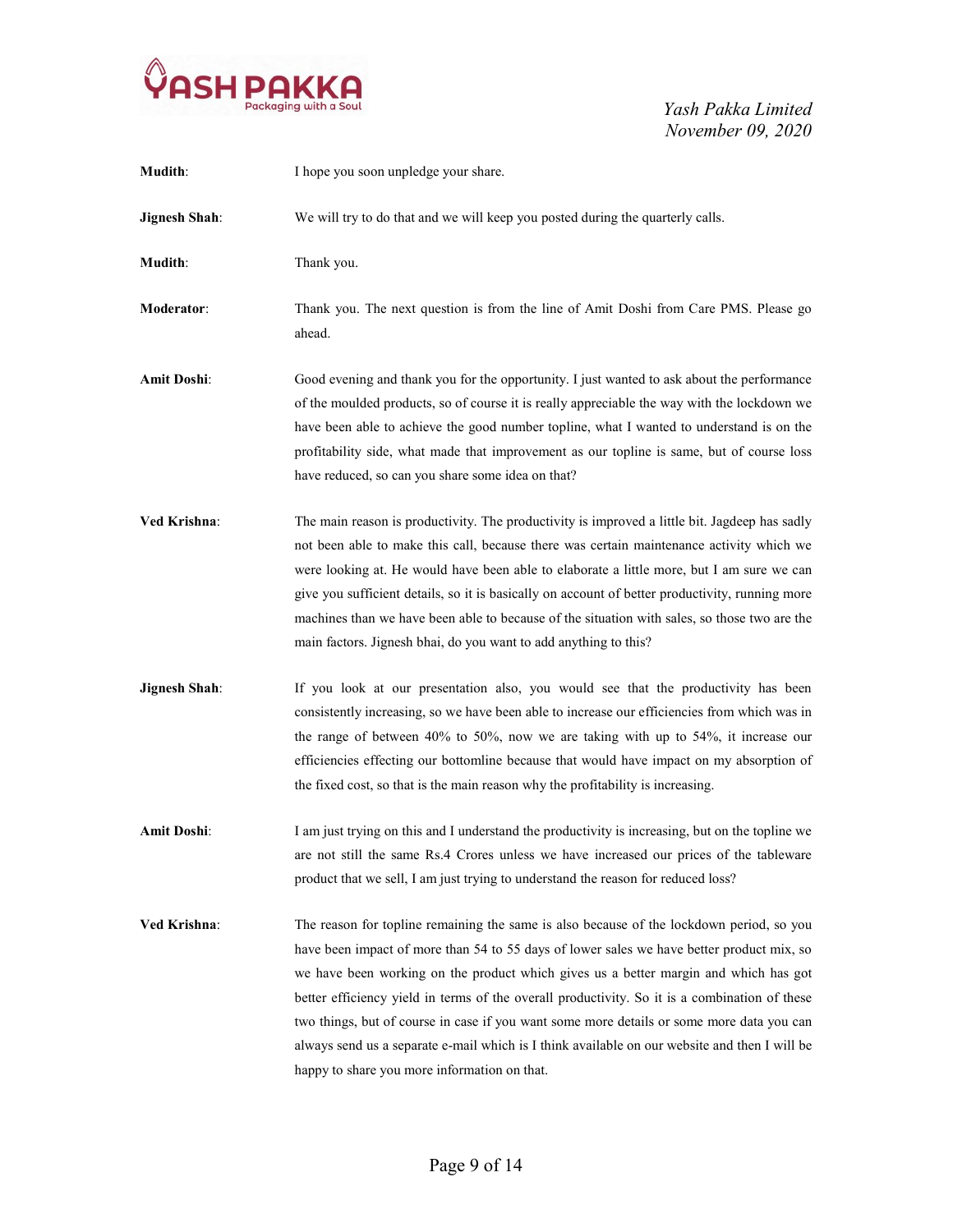**Mudith**: I hope you soon unpledge your share.

**Jignesh Shah**: We will try to do that and we will keep you posted during the quarterly calls.

**Mudith**: Thank you.

**Moderator**: Thank you. The next question is from the line of Amit Doshi from Care PMS. Please go ahead.

**Amit Doshi**: Good evening and thank you for the opportunity. I just wanted to ask about the performance of the moulded products, so of course it is really appreciable the way with the lockdown we have been able to achieve the good number topline, what I wanted to understand is on the profitability side, what made that improvement as our topline is same, but of course loss have reduced, so can you share some idea on that?

**Ved Krishna**: The main reason is productivity. The productivity is improved a little bit. Jagdeep has sadly not been able to make this call, because there was certain maintenance activity which we were looking at. He would have been able to elaborate a little more, but I am sure we can give you sufficient details, so it is basically on account of better productivity, running more machines than we have been able to because of the situation with sales, so those two are the main factors. Jignesh bhai, do you want to add anything to this?

**Jignesh Shah**: If you look at our presentation also, you would see that the productivity has been consistently increasing, so we have been able to increase our efficiencies from which was in the range of between 40% to 50%, now we are taking with up to 54%, it increase our efficiencies effecting our bottomline because that would have impact on my absorption of the fixed cost, so that is the main reason why the profitability is increasing.

**Amit Doshi**: I am just trying on this and I understand the productivity is increasing, but on the topline we are not still the same Rs.4 Crores unless we have increased our prices of the tableware product that we sell, I am just trying to understand the reason for reduced loss?

**Ved Krishna**: The reason for topline remaining the same is also because of the lockdown period, so you have been impact of more than 54 to 55 days of lower sales we have better product mix, so we have been working on the product which gives us a better margin and which has got better efficiency yield in terms of the overall productivity. So it is a combination of these two things, but of course in case if you want some more details or some more data you can always send us a separate e-mail which is I think available on our website and then I will be happy to share you more information on that.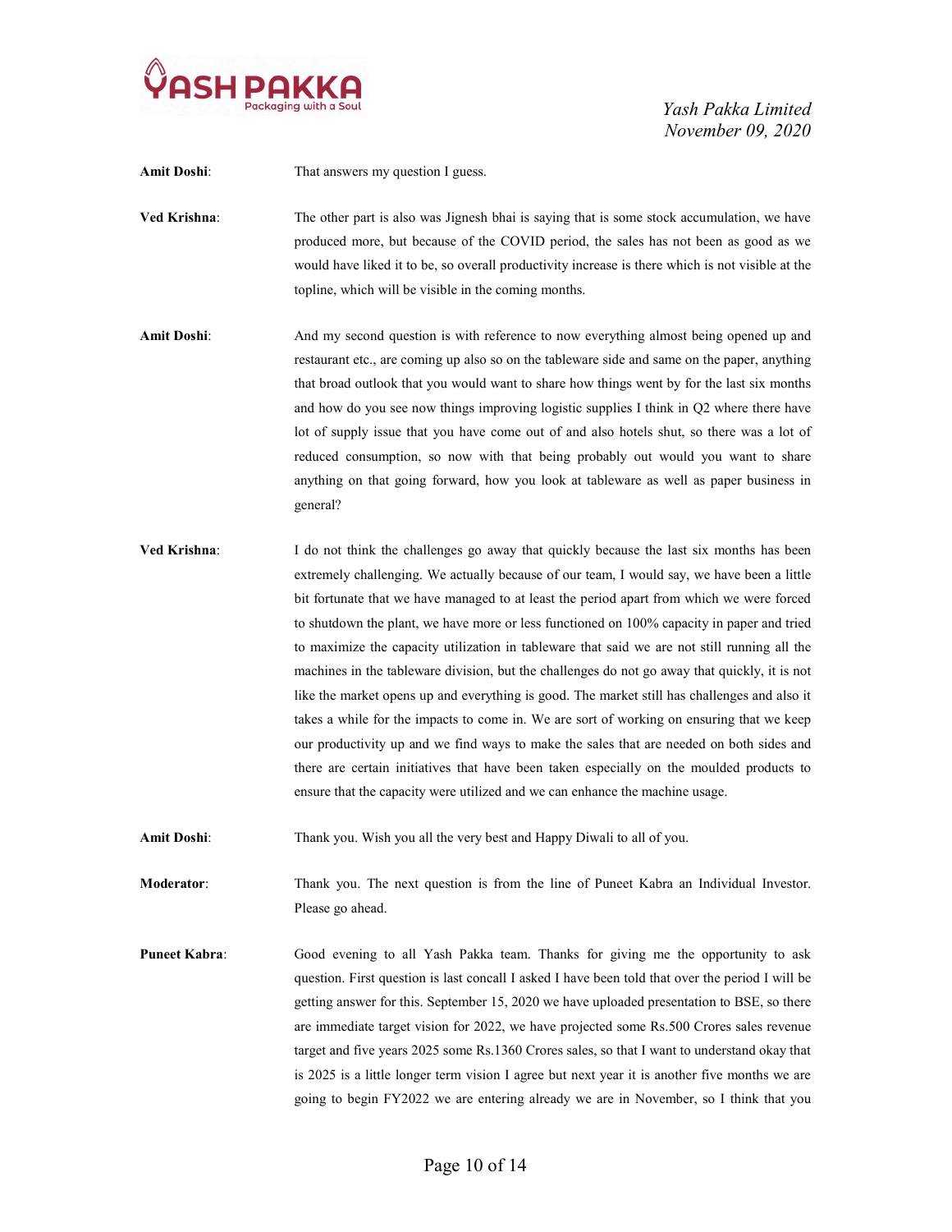**Amit Doshi**: That answers my question I guess.

**Ved Krishna**: The other part is also was Jignesh bhai is saying that is some stock accumulation, we have produced more, but because of the COVID period, the sales has not been as good as we would have liked it to be, so overall productivity increase is there which is not visible at the topline, which will be visible in the coming months.

**Amit Doshi**: And my second question is with reference to now everything almost being opened up and restaurant etc., are coming up also so on the tableware side and same on the paper, anything that broad outlook that you would want to share how things went by for the last six months and how do you see now things improving logistic supplies I think in Q2 where there have lot of supply issue that you have come out of and also hotels shut, so there was a lot of reduced consumption, so now with that being probably out would you want to share anything on that going forward, how you look at tableware as well as paper business in general?

**Ved Krishna**: I do not think the challenges go away that quickly because the last six months has been extremely challenging. We actually because of our team, I would say, we have been a little bit fortunate that we have managed to at least the period apart from which we were forced to shutdown the plant, we have more or less functioned on 100% capacity in paper and tried to maximize the capacity utilization in tableware that said we are not still running all the machines in the tableware division, but the challenges do not go away that quickly, it is not like the market opens up and everything is good. The market still has challenges and also it takes a while for the impacts to come in. We are sort of working on ensuring that we keep our productivity up and we find ways to make the sales that are needed on both sides and there are certain initiatives that have been taken especially on the moulded products to ensure that the capacity were utilized and we can enhance the machine usage.

**Amit Doshi**: Thank you. Wish you all the very best and Happy Diwali to all of you.

**Moderator**: Thank you. The next question is from the line of Puneet Kabra an Individual Investor. Please go ahead.

**Puneet Kabra**: Good evening to all Yash Pakka team. Thanks for giving me the opportunity to ask question. First question is last concall I asked I have been told that over the period I will be getting answer for this. September 15, 2020 we have uploaded presentation to BSE, so there are immediate target vision for 2022, we have projected some Rs.500 Crores sales revenue target and five years 2025 some Rs.1360 Crores sales, so that I want to understand okay that is 2025 is a little longer term vision I agree but next year it is another five months we are going to begin FY2022 we are entering already we are in November, so I think that you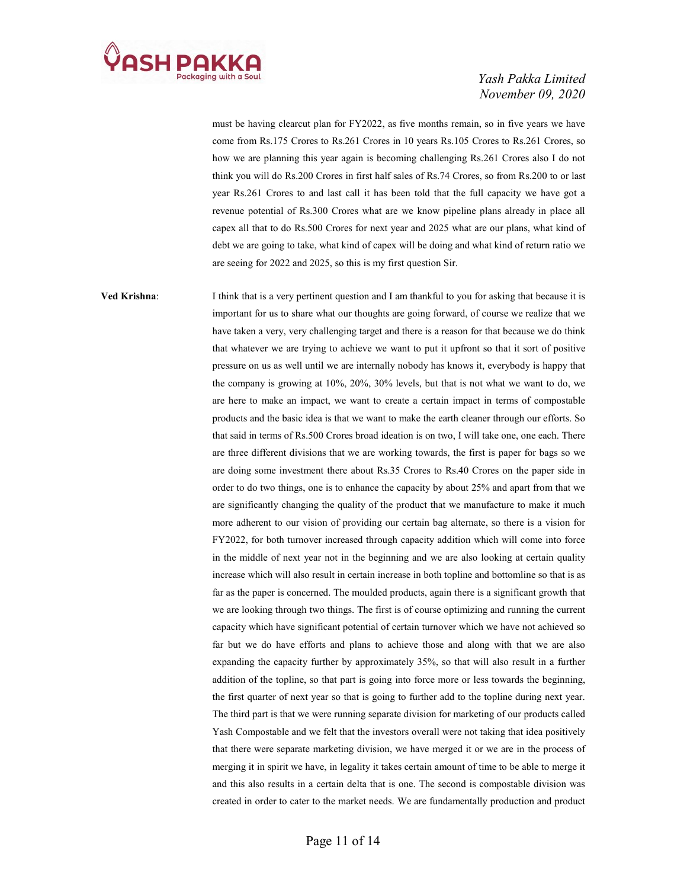must be having clearcut plan for FY2022, as five months remain, so in five years we have come from Rs.175 Crores to Rs.261 Crores in 10 years Rs.105 Crores to Rs.261 Crores, so how we are planning this year again is becoming challenging Rs.261 Crores also I do not think you will do Rs.200 Crores in first half sales of Rs.74 Crores, so from Rs.200 to or last year Rs.261 Crores to and last call it has been told that the full capacity we have got a revenue potential of Rs.300 Crores what are we know pipeline plans already in place all capex all that to do Rs.500 Crores for next year and 2025 what are our plans, what kind of debt we are going to take, what kind of capex will be doing and what kind of return ratio we are seeing for 2022 and 2025, so this is my first question Sir.

**Ved Krishna**: I think that is a very pertinent question and I am thankful to you for asking that because it is important for us to share what our thoughts are going forward, of course we realize that we have taken a very, very challenging target and there is a reason for that because we do think that whatever we are trying to achieve we want to put it upfront so that it sort of positive pressure on us as well until we are internally nobody has knows it, everybody is happy that the company is growing at 10%, 20%, 30% levels, but that is not what we want to do, we are here to make an impact, we want to create a certain impact in terms of compostable products and the basic idea is that we want to make the earth cleaner through our efforts. So that said in terms of Rs.500 Crores broad ideation is on two, I will take one, one each. There are three different divisions that we are working towards, the first is paper for bags so we are doing some investment there about Rs.35 Crores to Rs.40 Crores on the paper side in order to do two things, one is to enhance the capacity by about 25% and apart from that we are significantly changing the quality of the product that we manufacture to make it much more adherent to our vision of providing our certain bag alternate, so there is a vision for FY2022, for both turnover increased through capacity addition which will come into force in the middle of next year not in the beginning and we are also looking at certain quality increase which will also result in certain increase in both topline and bottomline so that is as far as the paper is concerned. The moulded products, again there is a significant growth that we are looking through two things. The first is of course optimizing and running the current capacity which have significant potential of certain turnover which we have not achieved so far but we do have efforts and plans to achieve those and along with that we are also expanding the capacity further by approximately 35%, so that will also result in a further addition of the topline, so that part is going into force more or less towards the beginning, the first quarter of next year so that is going to further add to the topline during next year. The third part is that we were running separate division for marketing of our products called Yash Compostable and we felt that the investors overall were not taking that idea positively that there were separate marketing division, we have merged it or we are in the process of merging it in spirit we have, in legality it takes certain amount of time to be able to merge it and this also results in a certain delta that is one. The second is compostable division was created in order to cater to the market needs. We are fundamentally production and product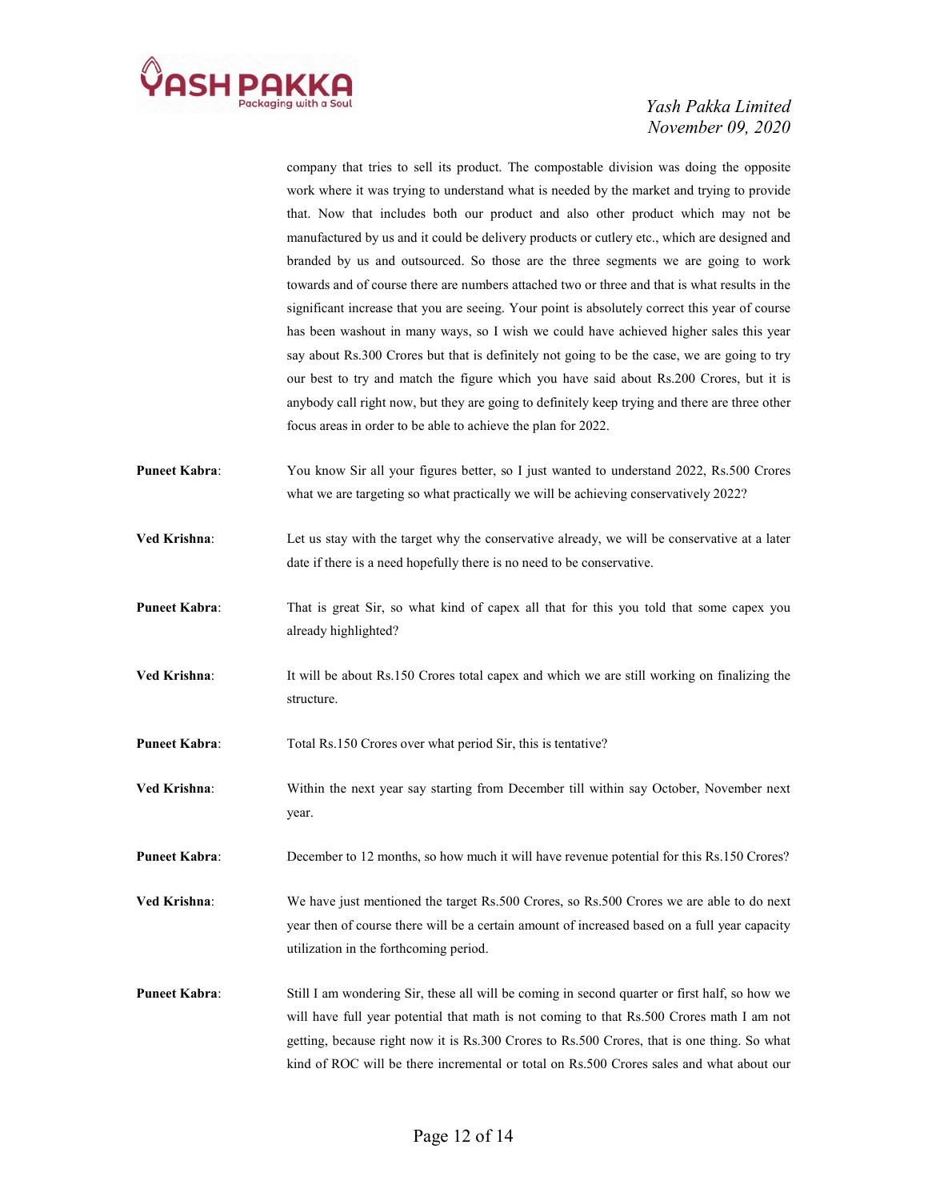company that tries to sell its product. The compostable division was doing the opposite work where it was trying to understand what is needed by the market and trying to provide that. Now that includes both our product and also other product which may not be manufactured by us and it could be delivery products or cutlery etc., which are designed and branded by us and outsourced. So those are the three segments we are going to work towards and of course there are numbers attached two or three and that is what results in the significant increase that you are seeing. Your point is absolutely correct this year of course has been washout in many ways, so I wish we could have achieved higher sales this year say about Rs.300 Crores but that is definitely not going to be the case, we are going to try our best to try and match the figure which you have said about Rs.200 Crores, but it is anybody call right now, but they are going to definitely keep trying and there are three other focus areas in order to be able to achieve the plan for 2022.

**Puneet Kabra**: You know Sir all your figures better, so I just wanted to understand 2022, Rs.500 Crores what we are targeting so what practically we will be achieving conservatively 2022?

**Ved Krishna**: Let us stay with the target why the conservative already, we will be conservative at a later date if there is a need hopefully there is no need to be conservative.

**Puneet Kabra**: That is great Sir, so what kind of capex all that for this you told that some capex you already highlighted?

**Ved Krishna**: It will be about Rs.150 Crores total capex and which we are still working on finalizing the structure.

**Puneet Kabra**: Total Rs.150 Crores over what period Sir, this is tentative?

**Ved Krishna**: Within the next year say starting from December till within say October, November next year.

**Puneet Kabra**: December to 12 months, so how much it will have revenue potential for this Rs.150 Crores?

**Ved Krishna**: We have just mentioned the target Rs.500 Crores, so Rs.500 Crores we are able to do next year then of course there will be a certain amount of increased based on a full year capacity utilization in the forthcoming period.

**Puneet Kabra**: Still I am wondering Sir, these all will be coming in second quarter or first half, so how we will have full year potential that math is not coming to that Rs.500 Crores math I am not getting, because right now it is Rs.300 Crores to Rs.500 Crores, that is one thing. So what kind of ROC will be there incremental or total on Rs.500 Crores sales and what about our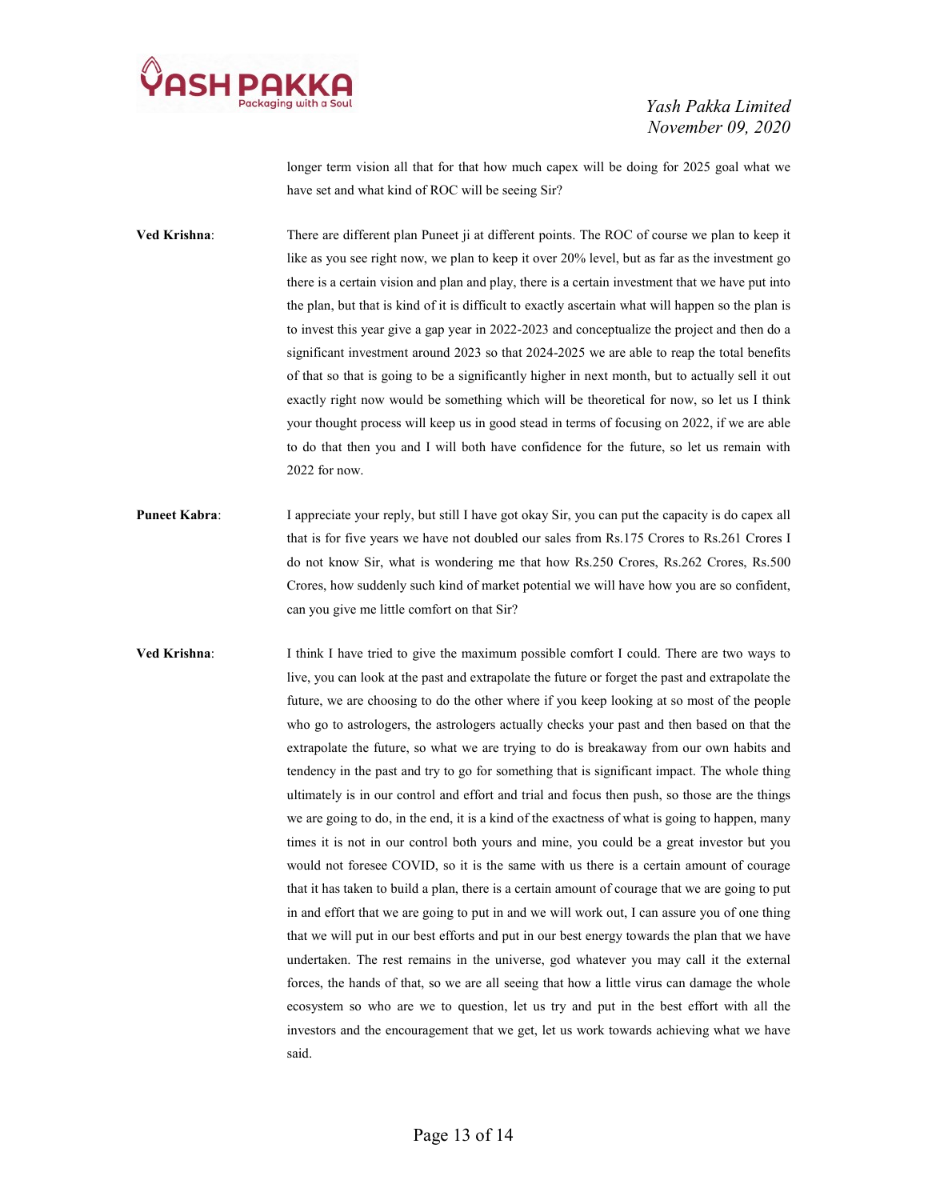longer term vision all that for that how much capex will be doing for 2025 goal what we have set and what kind of ROC will be seeing Sir?

**Ved Krishna**: There are different plan Puneet ji at different points. The ROC of course we plan to keep it like as you see right now, we plan to keep it over 20% level, but as far as the investment go there is a certain vision and plan and play, there is a certain investment that we have put into the plan, but that is kind of it is difficult to exactly ascertain what will happen so the plan is to invest this year give a gap year in 2022-2023 and conceptualize the project and then do a significant investment around 2023 so that 2024-2025 we are able to reap the total benefits of that so that is going to be a significantly higher in next month, but to actually sell it out exactly right now would be something which will be theoretical for now, so let us I think your thought process will keep us in good stead in terms of focusing on 2022, if we are able to do that then you and I will both have confidence for the future, so let us remain with 2022 for now.

**Puneet Kabra**: I appreciate your reply, but still I have got okay Sir, you can put the capacity is do capex all that is for five years we have not doubled our sales from Rs.175 Crores to Rs.261 Crores I do not know Sir, what is wondering me that how Rs.250 Crores, Rs.262 Crores, Rs.500 Crores, how suddenly such kind of market potential we will have how you are so confident, can you give me little comfort on that Sir?

**Ved Krishna**: I think I have tried to give the maximum possible comfort I could. There are two ways to live, you can look at the past and extrapolate the future or forget the past and extrapolate the future, we are choosing to do the other where if you keep looking at so most of the people who go to astrologers, the astrologers actually checks your past and then based on that the extrapolate the future, so what we are trying to do is breakaway from our own habits and tendency in the past and try to go for something that is significant impact. The whole thing ultimately is in our control and effort and trial and focus then push, so those are the things we are going to do, in the end, it is a kind of the exactness of what is going to happen, many times it is not in our control both yours and mine, you could be a great investor but you would not foresee COVID, so it is the same with us there is a certain amount of courage that it has taken to build a plan, there is a certain amount of courage that we are going to put in and effort that we are going to put in and we will work out, I can assure you of one thing that we will put in our best efforts and put in our best energy towards the plan that we have undertaken. The rest remains in the universe, god whatever you may call it the external forces, the hands of that, so we are all seeing that how a little virus can damage the whole ecosystem so who are we to question, let us try and put in the best effort with all the investors and the encouragement that we get, let us work towards achieving what we have said.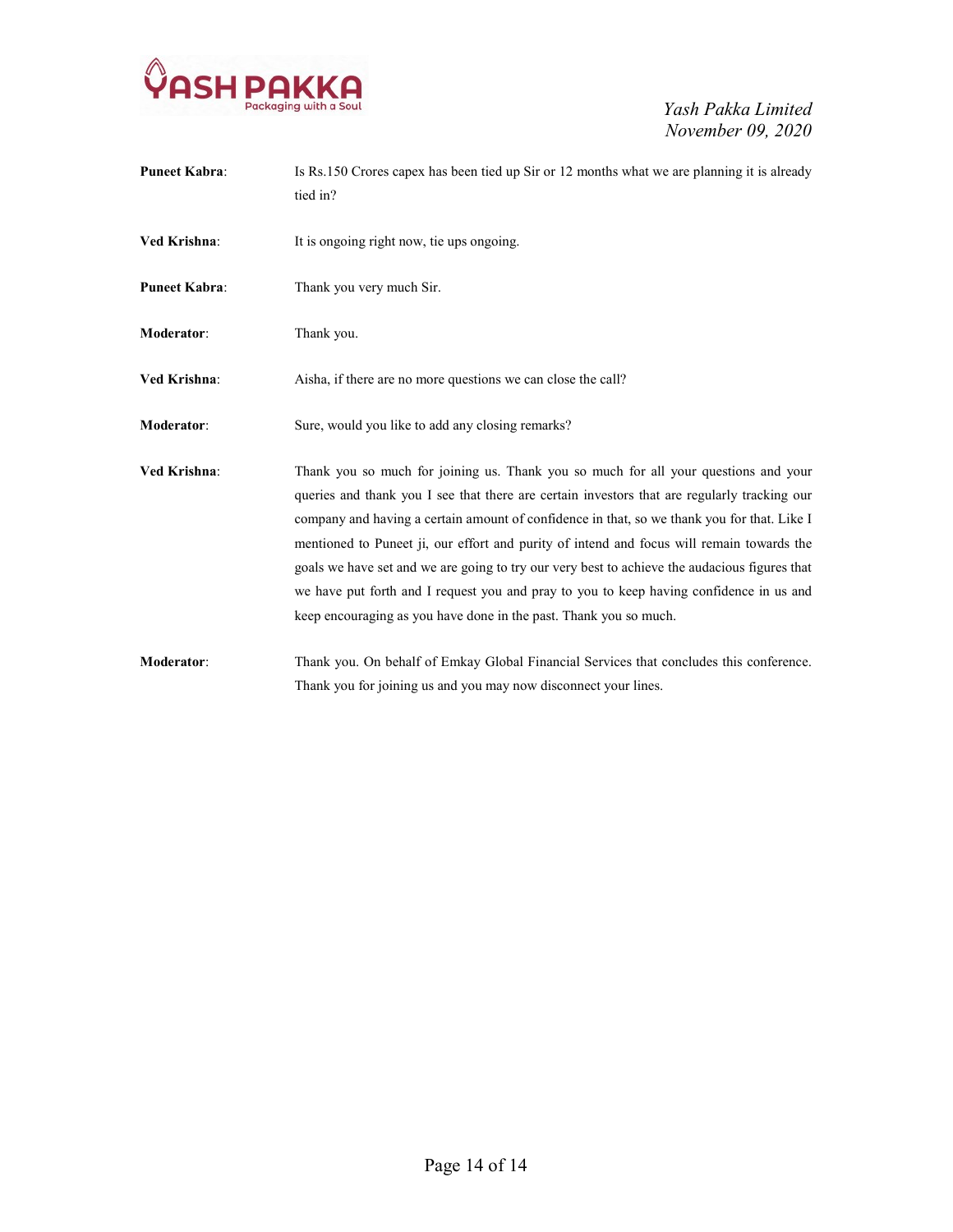**Puneet Kabra**: Is Rs.150 Crores capex has been tied up Sir or 12 months what we are planning it is already tied in?

**Ved Krishna**: It is ongoing right now, tie ups ongoing.

**Puneet Kabra**: Thank you very much Sir.

**Moderator**: Thank you.

**Ved Krishna**: Aisha, if there are no more questions we can close the call?

**Moderator**: Sure, would you like to add any closing remarks?

**Ved Krishna**: Thank you so much for joining us. Thank you so much for all your questions and your queries and thank you I see that there are certain investors that are regularly tracking our company and having a certain amount of confidence in that, so we thank you for that. Like I mentioned to Puneet ji, our effort and purity of intend and focus will remain towards the goals we have set and we are going to try our very best to achieve the audacious figures that we have put forth and I request you and pray to you to keep having confidence in us and keep encouraging as you have done in the past. Thank you so much.

**Moderator**: Thank you. On behalf of Emkay Global Financial Services that concludes this conference. Thank you for joining us and you may now disconnect your lines.